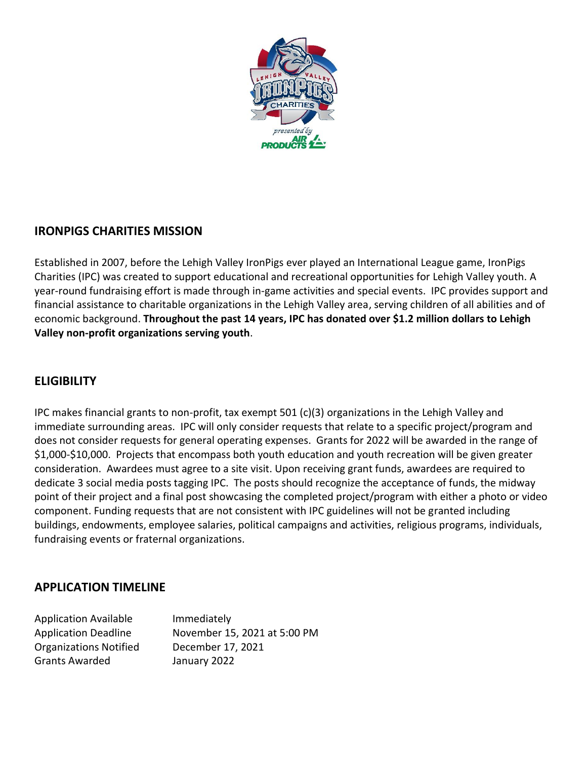## IRONPIGS CHARITIES MISSION

Established in 2007, before the Lehigh Valley IronPigs ever played an International League game, IronPigs Charities (IPC) was created to support educational and recreational opportunities for Lehigh Valley youth. A year-round fundraising effort is made through in-game activities and special events. IPC provides support and financial assistance to charitable organizations in the Lehigh Valley area, serving children of all abilities and of economic background. **Throughout the past 14 years, IPC has donated over $1.2 million dollars to Lehigh Valley non-profit organizations serving youth**.

## ELIGIBILITY

IPC makes financial grants to non-profit, tax exempt 501 (c)(3) organizations in the Lehigh Valley and immediate surrounding areas. IPC will only consider requests that relate to a specific project/program and does not consider requests for general operating expenses. Grants for 2022 will be awarded in the range of $1,000-$10,000. Projects that encompass both youth education and youth recreation will be given greater consideration. Awardees must agree to a site visit. Upon receiving grant funds, awardees are required to dedicate 3 social media posts tagging IPC. The posts should recognize the acceptance of funds, the midway point of their project and a final post showcasing the completed project/program with either a photo or video component. Funding requests that are not consistent with IPC guidelines will not be granted including buildings, endowments, employee salaries, political campaigns and activities, religious programs, individuals, fundraising events or fraternal organizations.

## APPLICATION TIMELINE

| | |
|---|---|
| Application Available | Immediately |
| Application Deadline | November 15, 2021 at 5:00 PM |
| Organizations Notified | December 17, 2021 |
| Grants Awarded | January 2022 |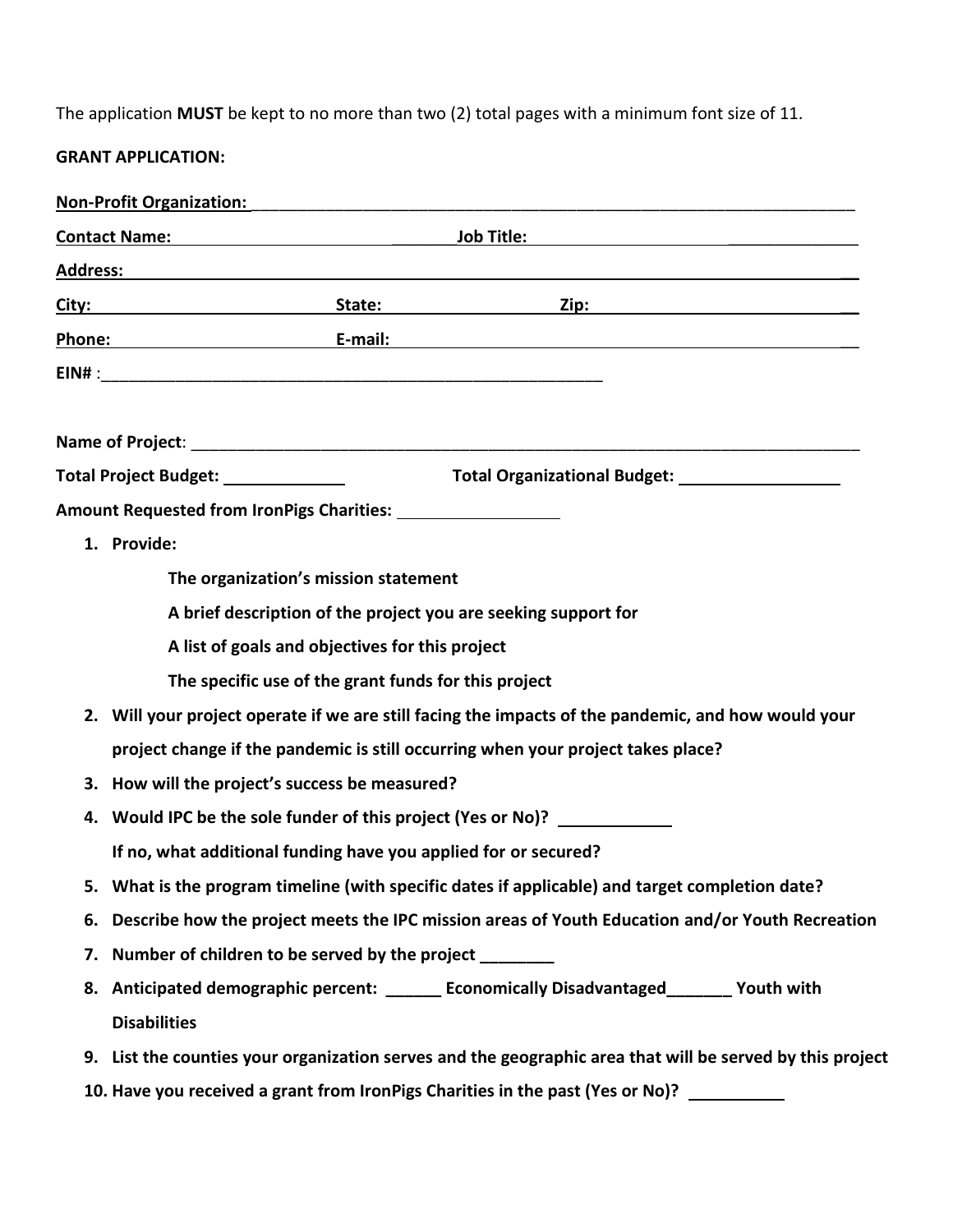The application **MUST** be kept to no more than two (2) total pages with a minimum font size of 11.

**GRANT APPLICATION:**

**Non-Profit Organization:** ______________________________________________________________________

**Contact Name:** ______________________________ **Job Title:** ______________________________

**Address:** ______________________________________________________________________

**City:** ______________________ **State:** __________________ **Zip:** ______________________________

**Phone:** ______________________ **E-mail:** ______________________________________________________

**EIN#** :________________________________________________________

**Name of Project**: ______________________________________________________________________

**Total Project Budget:** _____________ **Total Organizational Budget:** _________________

**Amount Requested from IronPigs Charities:** _________________

1. **Provide:**

   **The organization's mission statement**

   **A brief description of the project you are seeking support for**

   **A list of goals and objectives for this project**

   **The specific use of the grant funds for this project**

2. **Will your project operate if we are still facing the impacts of the pandemic, and how would your project change if the pandemic is still occurring when your project takes place?**
3. **How will the project's success be measured?**
4. **Would IPC be the sole funder of this project (Yes or No)?** ___________

   **If no, what additional funding have you applied for or secured?**
5. **What is the program timeline (with specific dates if applicable) and target completion date?**
6. **Describe how the project meets the IPC mission areas of Youth Education and/or Youth Recreation**
7. **Number of children to be served by the project** ________
8. **Anticipated demographic percent:** ______ **Economically Disadvantaged**_______ **Youth with Disabilities**
9. **List the counties your organization serves and the geographic area that will be served by this project**
10. **Have you received a grant from IronPigs Charities in the past (Yes or No)?** __________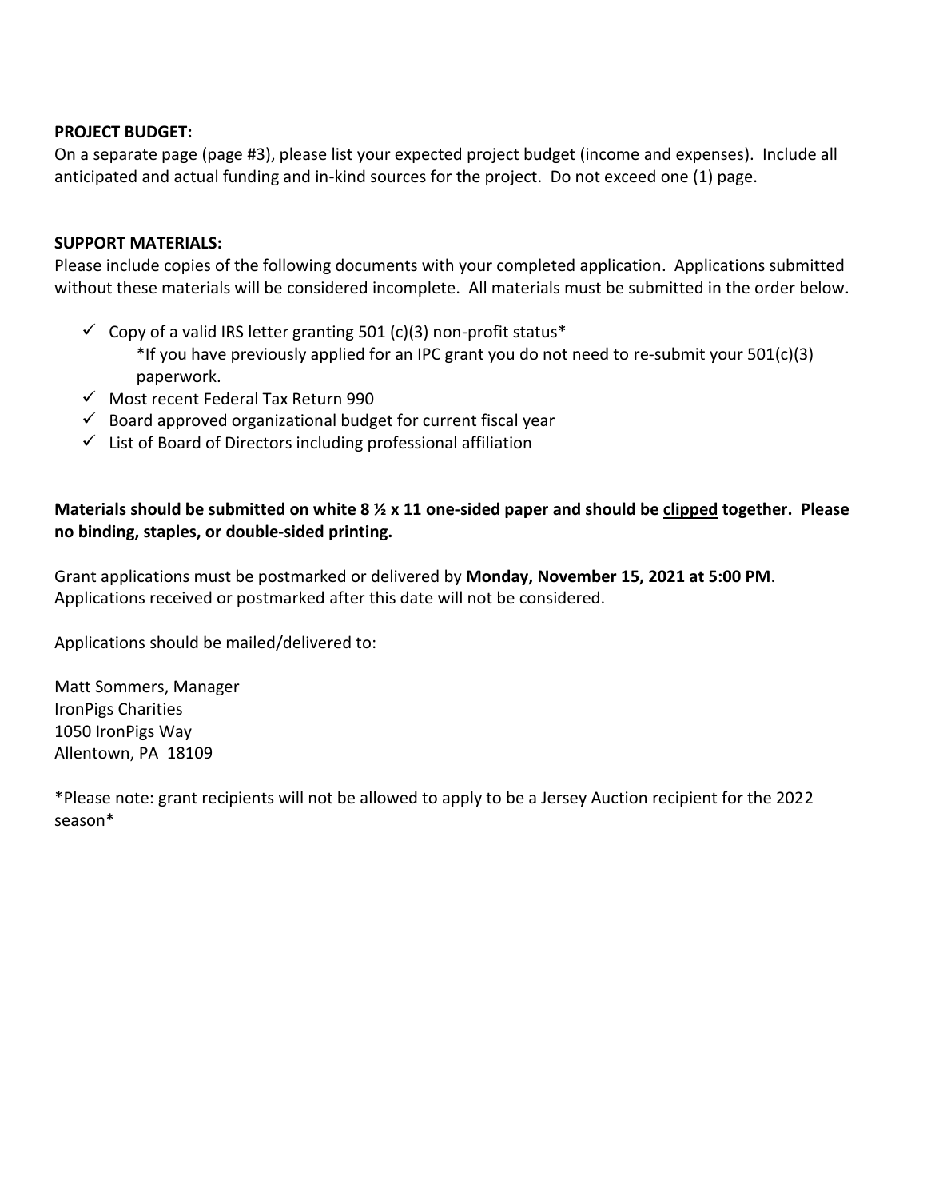**PROJECT BUDGET:**
On a separate page (page #3), please list your expected project budget (income and expenses). Include all anticipated and actual funding and in-kind sources for the project. Do not exceed one (1) page.

**SUPPORT MATERIALS:**
Please include copies of the following documents with your completed application. Applications submitted without these materials will be considered incomplete. All materials must be submitted in the order below.

- ✓ Copy of a valid IRS letter granting 501 (c)(3) non-profit status*
  *If you have previously applied for an IPC grant you do not need to re-submit your 501(c)(3) paperwork.
- ✓ Most recent Federal Tax Return 990
- ✓ Board approved organizational budget for current fiscal year
- ✓ List of Board of Directors including professional affiliation

**Materials should be submitted on white 8 ½ x 11 one-sided paper and should be <u>clipped</u> together. Please no binding, staples, or double-sided printing.**

Grant applications must be postmarked or delivered by **Monday, November 15, 2021 at 5:00 PM**. Applications received or postmarked after this date will not be considered.

Applications should be mailed/delivered to:

Matt Sommers, Manager
IronPigs Charities
1050 IronPigs Way
Allentown, PA 18109

*Please note: grant recipients will not be allowed to apply to be a Jersey Auction recipient for the 2022 season*